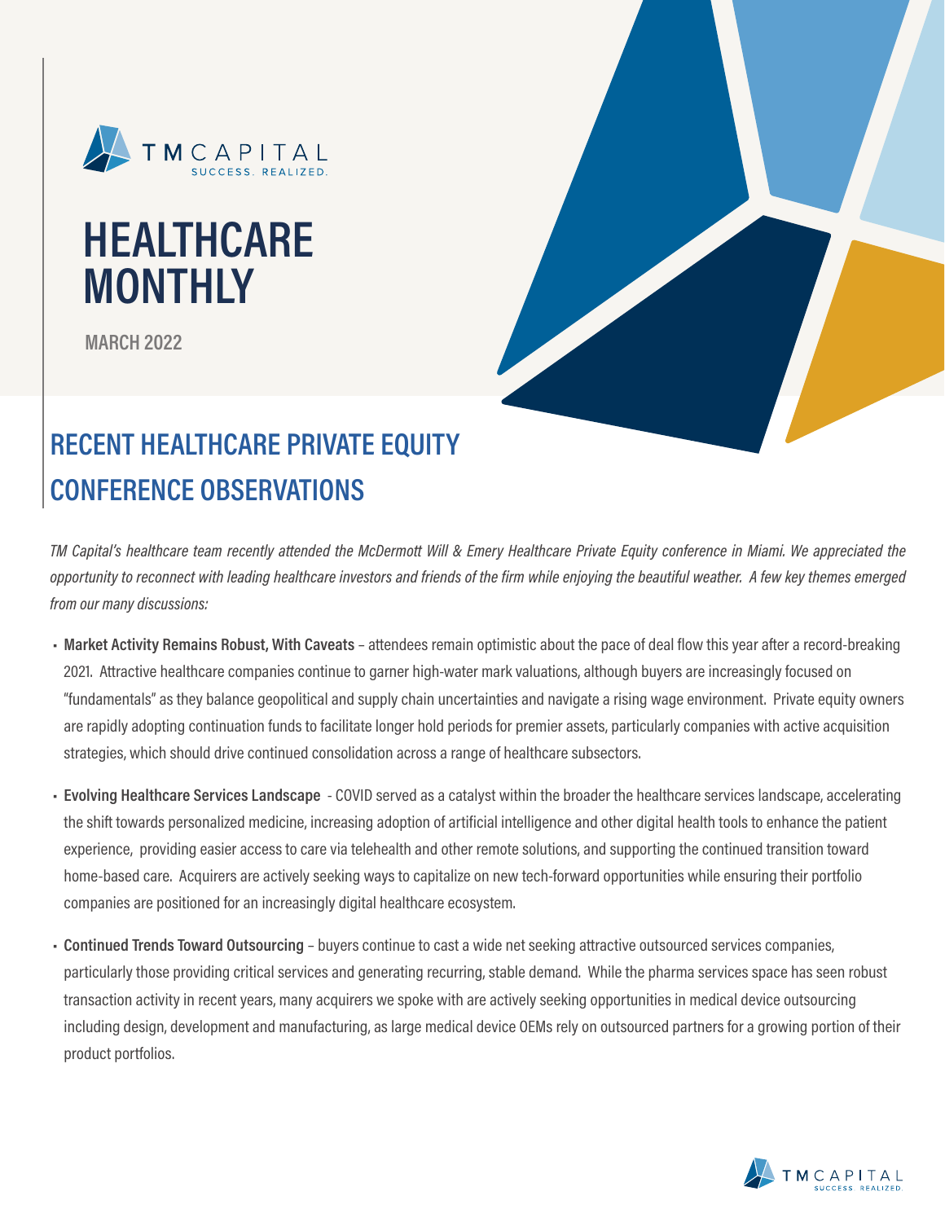# HEALTHCARE MONTHLY

**MARCH 2022**

## RECENT HEALTHCARE PRIVATE EQUITY CONFERENCE OBSERVATIONS

*TM Capital's healthcare team recently attended the McDermott Will & Emery Healthcare Private Equity conference in Miami. We appreciated the opportunity to reconnect with leading healthcare investors and friends of the firm while enjoying the beautiful weather. A few key themes emerged from our many discussions:*

- **Market Activity Remains Robust, With Caveats** – attendees remain optimistic about the pace of deal flow this year after a record-breaking 2021. Attractive healthcare companies continue to garner high-water mark valuations, although buyers are increasingly focused on "fundamentals" as they balance geopolitical and supply chain uncertainties and navigate a rising wage environment. Private equity owners are rapidly adopting continuation funds to facilitate longer hold periods for premier assets, particularly companies with active acquisition strategies, which should drive continued consolidation across a range of healthcare subsectors.

- **Evolving Healthcare Services Landscape** - COVID served as a catalyst within the broader the healthcare services landscape, accelerating the shift towards personalized medicine, increasing adoption of artificial intelligence and other digital health tools to enhance the patient experience, providing easier access to care via telehealth and other remote solutions, and supporting the continued transition toward home-based care. Acquirers are actively seeking ways to capitalize on new tech-forward opportunities while ensuring their portfolio companies are positioned for an increasingly digital healthcare ecosystem.

- **Continued Trends Toward Outsourcing** – buyers continue to cast a wide net seeking attractive outsourced services companies, particularly those providing critical services and generating recurring, stable demand. While the pharma services space has seen robust transaction activity in recent years, many acquirers we spoke with are actively seeking opportunities in medical device outsourcing including design, development and manufacturing, as large medical device OEMs rely on outsourced partners for a growing portion of their product portfolios.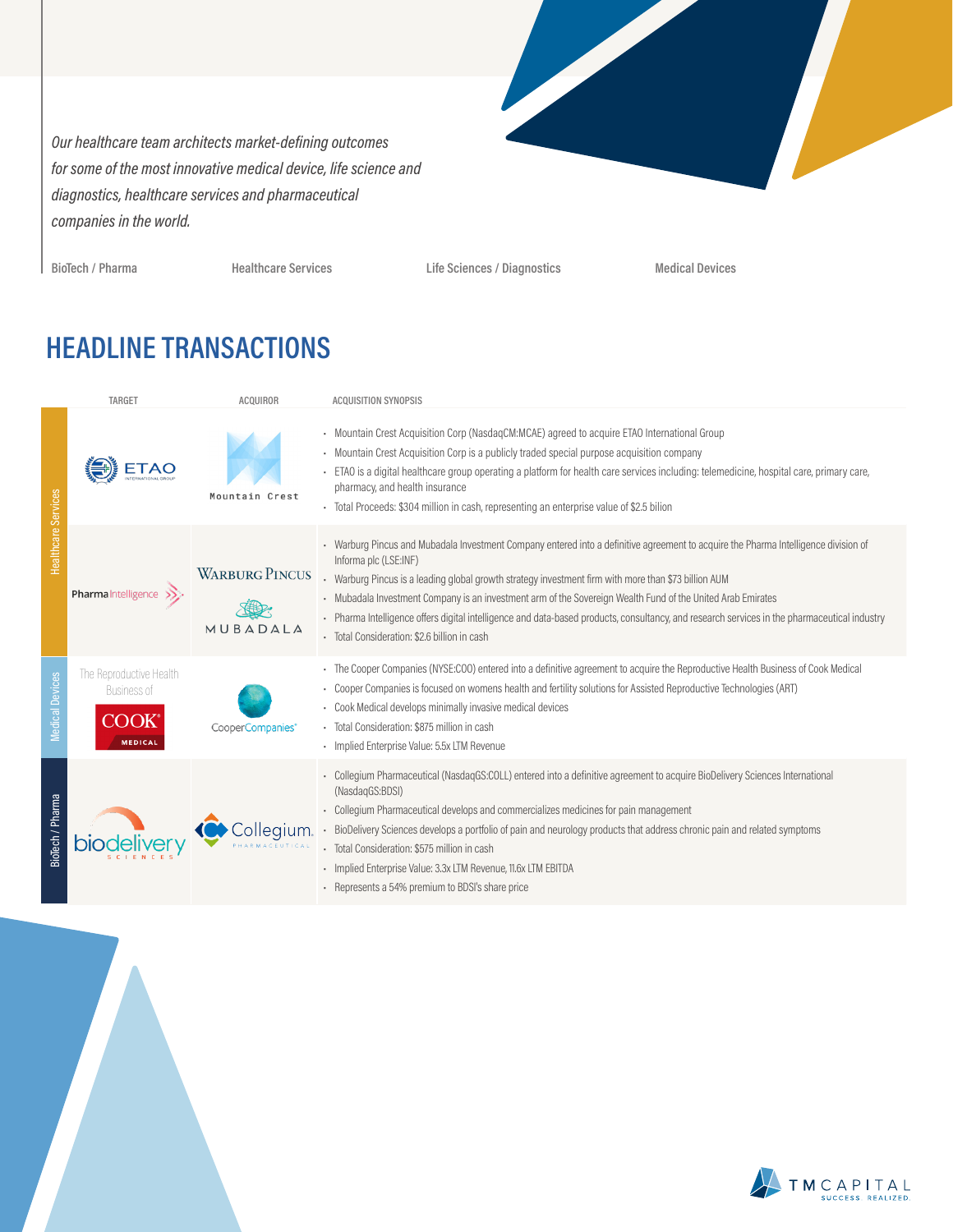*Our healthcare team architects market-defining outcomes for some of the most innovative medical device, life science and diagnostics, healthcare services and pharmaceutical companies in the world.*

BioTech / Pharma | Healthcare Services | Life Sciences / Diagnostics | Medical Devices

## HEADLINE TRANSACTIONS

| Sector | TARGET | ACQUIROR | ACQUISITION SYNOPSIS |
|---|---|---|---|
| Healthcare Services | ETAO International Group | Mountain Crest | • Mountain Crest Acquisition Corp (NasdaqCM:MCAE) agreed to acquire ETAO International Group<br>• Mountain Crest Acquisition Corp is a publicly traded special purpose acquisition company<br>• ETAO is a digital healthcare group operating a platform for health care services including: telemedicine, hospital care, primary care, pharmacy, and health insurance<br>• Total Proceeds: $304 million in cash, representing an enterprise value of $2.5 bilion |
| Healthcare Services | Pharma Intelligence | Warburg Pincus / Mubadala | • Warburg Pincus and Mubadala Investment Company entered into a definitive agreement to acquire the Pharma Intelligence division of Informa plc (LSE:INF)<br>• Warburg Pincus is a leading global growth strategy investment firm with more than $73 billion AUM<br>• Mubadala Investment Company is an investment arm of the Sovereign Wealth Fund of the United Arab Emirates<br>• Pharma Intelligence offers digital intelligence and data-based products, consultancy, and research services in the pharmaceutical industry<br>• Total Consideration: $2.6 billion in cash |
| Medical Devices | The Reproductive Health Business of Cook Medical | CooperCompanies | • The Cooper Companies (NYSE:COO) entered into a definitive agreement to acquire the Reproductive Health Business of Cook Medical<br>• Cooper Companies is focused on womens health and fertility solutions for Assisted Reproductive Technologies (ART)<br>• Cook Medical develops minimally invasive medical devices<br>• Total Consideration: $875 million in cash<br>• Implied Enterprise Value: 5.5x LTM Revenue |
| BioTech / Pharma | biodelivery sciences | Collegium Pharmaceutical | • Collegium Pharmaceutical (NasdaqGS:COLL) entered into a definitive agreement to acquire BioDelivery Sciences International (NasdaqGS:BDSI)<br>• Collegium Pharmaceutical develops and commercializes medicines for pain management<br>• BioDelivery Sciences develops a portfolio of pain and neurology products that address chronic pain and related symptoms<br>• Total Consideration: $575 million in cash<br>• Implied Enterprise Value: 3.3x LTM Revenue, 11.6x LTM EBITDA<br>• Represents a 54% premium to BDSI's share price |

TM CAPITAL
SUCCESS. REALIZED.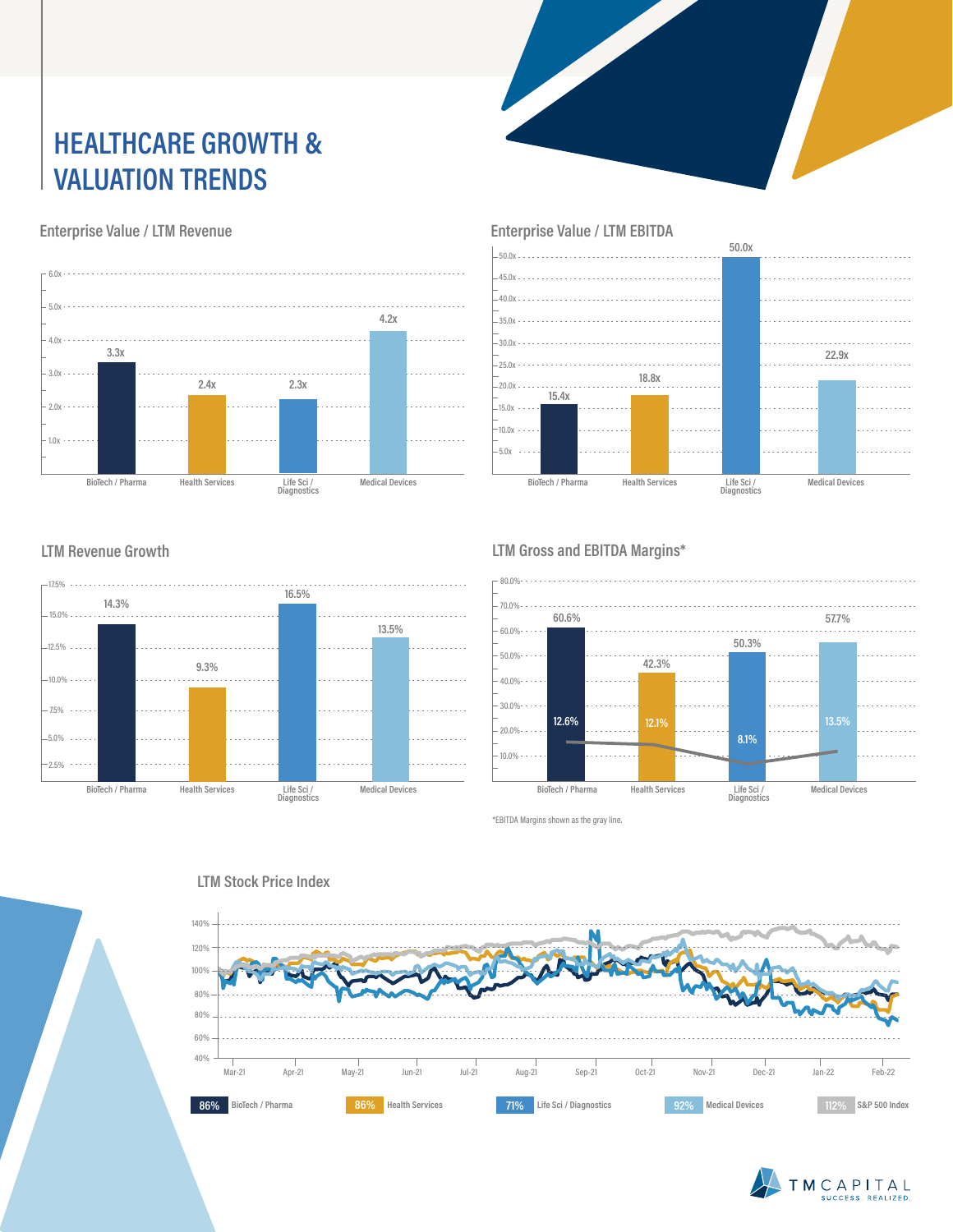# HEALTHCARE GROWTH & VALUATION TRENDS

## Enterprise Value / LTM Revenue

| Sector | EV / LTM Revenue |
|---|---|
| BioTech / Pharma | 3.3x |
| Health Services | 2.4x |
| Life Sci / Diagnostics | 2.3x |
| Medical Devices | 4.2x |

## Enterprise Value / LTM EBITDA

| Sector | EV / LTM EBITDA |
|---|---|
| BioTech / Pharma | 15.4x |
| Health Services | 18.8x |
| Life Sci / Diagnostics | 50.0x |
| Medical Devices | 22.9x |

## LTM Revenue Growth

| Sector | LTM Revenue Growth |
|---|---|
| BioTech / Pharma | 14.3% |
| Health Services | 9.3% |
| Life Sci / Diagnostics | 16.5% |
| Medical Devices | 13.5% |

## LTM Gross and EBITDA Margins*

| Sector | Gross Margin | EBITDA Margin |
|---|---|---|
| BioTech / Pharma | 60.6% | 12.6% |
| Health Services | 42.3% | 12.1% |
| Life Sci / Diagnostics | 50.3% | 8.1% |
| Medical Devices | 57.7% | 13.5% |

*EBITDA Margins shown as the gray line.

## LTM Stock Price Index

| Index | LTM Stock Price Index |
|---|---|
| BioTech / Pharma | 86% |
| Health Services | 86% |
| Life Sci / Diagnostics | 71% |
| Medical Devices | 92% |
| S&P 500 Index | 112% |

TM CAPITAL
SUCCESS. REALIZED.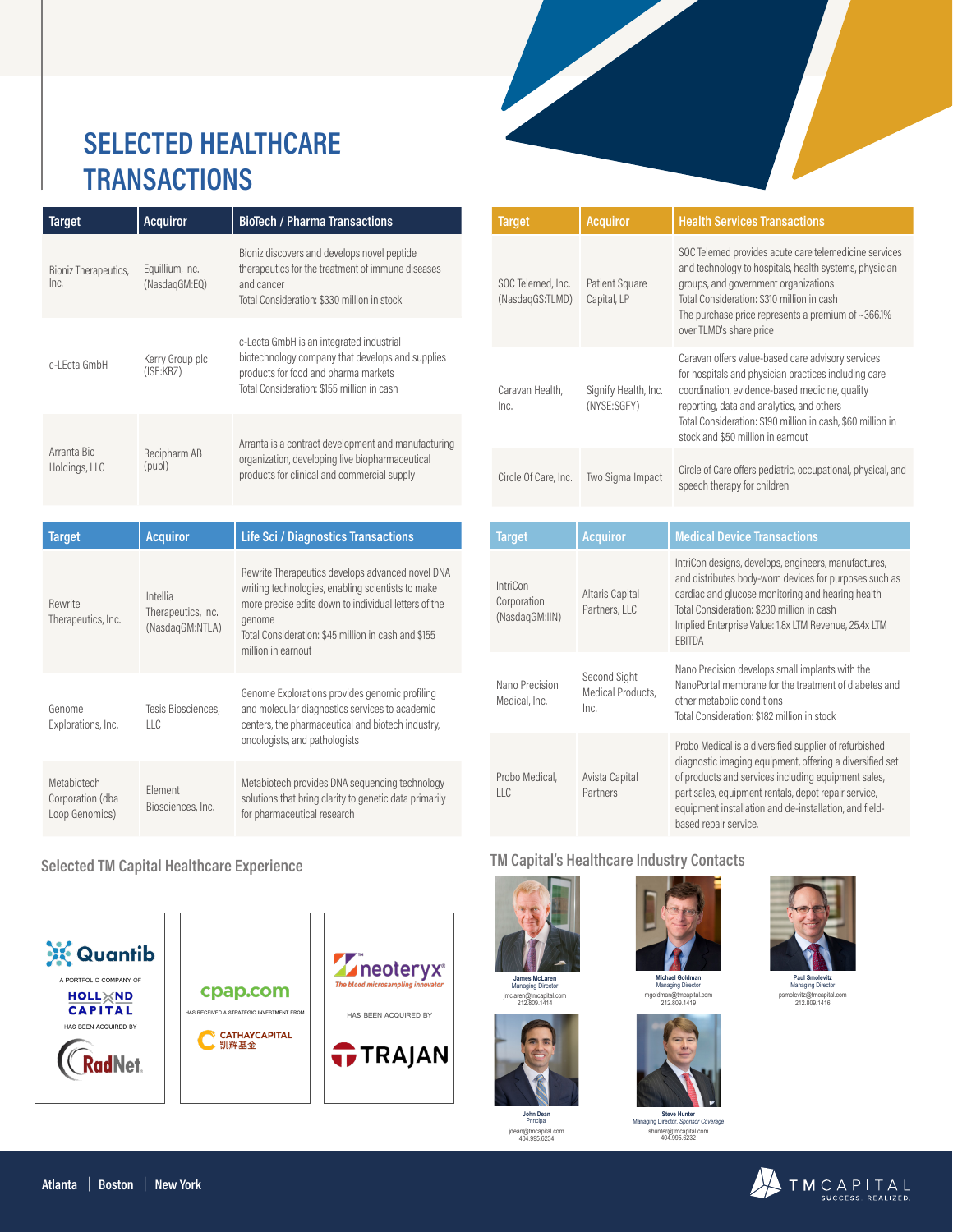# SELECTED HEALTHCARE TRANSACTIONS

| Target | Acquiror | BioTech / Pharma Transactions |
|---|---|---|
| Bioniz Therapeutics, Inc. | Equillium, Inc. (NasdaqGM:EQ) | Bioniz discovers and develops novel peptide therapeutics for the treatment of immune diseases and cancer<br>Total Consideration: $330 million in stock |
| c-LEcta GmbH | Kerry Group plc (ISE:KRZ) | c-Lecta GmbH is an integrated industrial biotechnology company that develops and supplies products for food and pharma markets<br>Total Consideration: $155 million in cash |
| Arranta Bio Holdings, LLC | Recipharm AB (publ) | Arranta is a contract development and manufacturing organization, developing live biopharmaceutical products for clinical and commercial supply |

| Target | Acquiror | Life Sci / Diagnostics Transactions |
|---|---|---|
| Rewrite Therapeutics, Inc. | Intellia Therapeutics, Inc. (NasdaqGM:NTLA) | Rewrite Therapeutics develops advanced novel DNA writing technologies, enabling scientists to make more precise edits down to individual letters of the genome<br>Total Consideration: $45 million in cash and $155 million in earnout |
| Genome Explorations, Inc. | Tesis Biosciences, LLC | Genome Explorations provides genomic profiling and molecular diagnostics services to academic centers, the pharmaceutical and biotech industry, oncologists, and pathologists |
| Metabiotech Corporation (dba Loop Genomics) | Element Biosciences, Inc. | Metabiotech provides DNA sequencing technology solutions that bring clarity to genetic data primarily for pharmaceutical research |

| Target | Acquiror | Health Services Transactions |
|---|---|---|
| SOC Telemed, Inc. (NasdaqGS:TLMD) | Patient Square Capital, LP | SOC Telemed provides acute care telemedicine services and technology to hospitals, health systems, physician groups, and government organizations<br>Total Consideration: $310 million in cash<br>The purchase price represents a premium of ~366.1% over TLMD's share price |
| Caravan Health, Inc. | Signify Health, Inc. (NYSE:SGFY) | Caravan offers value-based care advisory services for hospitals and physician practices including care coordination, evidence-based medicine, quality reporting, data and analytics, and others<br>Total Consideration: $190 million in cash, $60 million in stock and $50 million in earnout |
| Circle Of Care, Inc. | Two Sigma Impact | Circle of Care offers pediatric, occupational, physical, and speech therapy for children |

| Target | Acquiror | Medical Device Transactions |
|---|---|---|
| IntriCon Corporation (NasdaqGM:IIN) | Altaris Capital Partners, LLC | IntriCon designs, develops, engineers, manufactures, and distributes body-worn devices for purposes such as cardiac and glucose monitoring and hearing health<br>Total Consideration: $230 million in cash<br>Implied Enterprise Value: 1.8x LTM Revenue, 25.4x LTM EBITDA |
| Nano Precision Medical, Inc. | Second Sight Medical Products, Inc. | Nano Precision develops small implants with the NanoPortal membrane for the treatment of diabetes and other metabolic conditions<br>Total Consideration: $182 million in stock |
| Probo Medical, LLC | Avista Capital Partners | Probo Medical is a diversified supplier of refurbished diagnostic imaging equipment, offering a diversified set of products and services including equipment sales, part sales, equipment rentals, depot repair service, equipment installation and de-installation, and field-based repair service. |

## Selected TM Capital Healthcare Experience

Quantib
A PORTFOLIO COMPANY OF
HOLLAND CAPITAL
HAS BEEN ACQUIRED BY
RadNet

cpap.com
HAS RECEIVED A STRATEGIC INVESTMENT FROM
CATHAYCAPITAL 凯辉基金

neoteryx
The blood microsampling innovator
HAS BEEN ACQUIRED BY
TRAJAN

## TM Capital's Healthcare Industry Contacts

**James McLaren**
Managing Director
jmclaren@tmcapital.com
212.809.1414

**Michael Goldman**
Managing Director
mgoldman@tmcapital.com
212.809.1419

**Paul Smolevitz**
Managing Director
psmolevitz@tmcapital.com
212.809.1416

**John Dean**
Principal
jdean@tmcapital.com
404.995.6234

**Steve Hunter**
Managing Director, *Sponsor Coverage*
shunter@tmcapital.com
404.995.6232

Atlanta | Boston | New York

TM CAPITAL
SUCCESS. REALIZED.